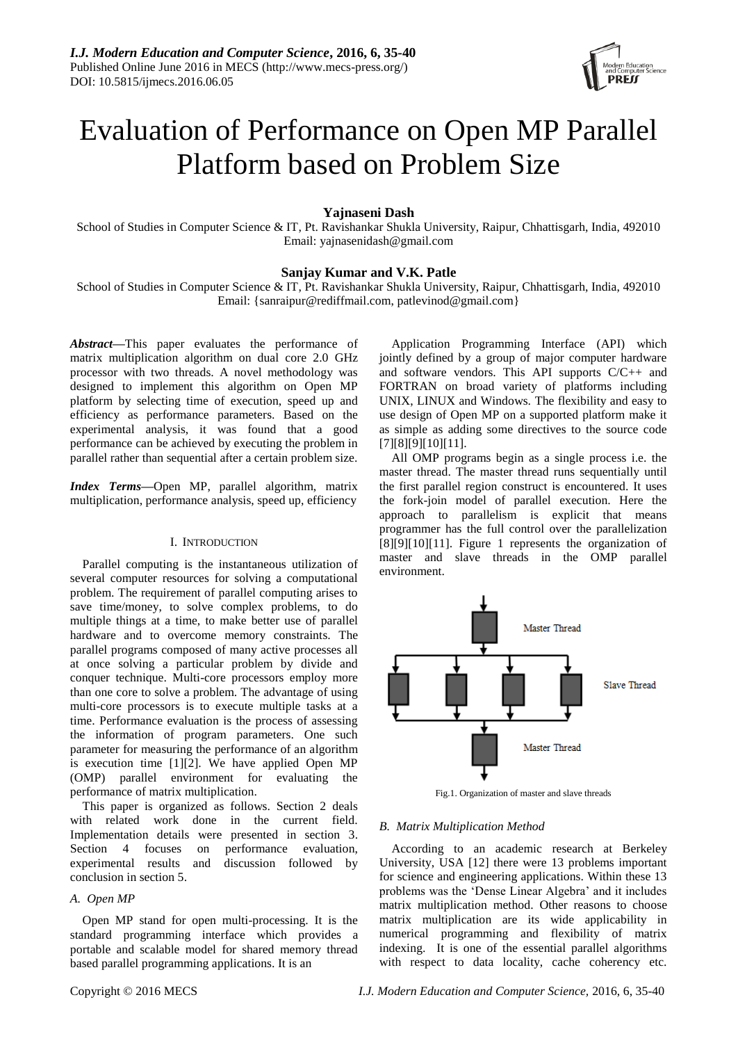# Evaluation of Performance on Open MP Parallel Platform based on Problem Size

**Yajnaseni Dash**

School of Studies in Computer Science & IT, Pt. Ravishankar Shukla University, Raipur, Chhattisgarh, India, 492010
Email: yajnasenidash@gmail.com

**Sanjay Kumar and V.K. Patle**

School of Studies in Computer Science & IT, Pt. Ravishankar Shukla University, Raipur, Chhattisgarh, India, 492010
Email: {sanraipur@rediffmail.com, patlevinod@gmail.com}

***Abstract*—**This paper evaluates the performance of matrix multiplication algorithm on dual core 2.0 GHz processor with two threads. A novel methodology was designed to implement this algorithm on Open MP platform by selecting time of execution, speed up and efficiency as performance parameters. Based on the experimental analysis, it was found that a good performance can be achieved by executing the problem in parallel rather than sequential after a certain problem size.

***Index Terms*—**Open MP, parallel algorithm, matrix multiplication, performance analysis, speed up, efficiency

## I. Introduction

Parallel computing is the instantaneous utilization of several computer resources for solving a computational problem. The requirement of parallel computing arises to save time/money, to solve complex problems, to do multiple things at a time, to make better use of parallel hardware and to overcome memory constraints. The parallel programs composed of many active processes all at once solving a particular problem by divide and conquer technique. Multi-core processors employ more than one core to solve a problem. The advantage of using multi-core processors is to execute multiple tasks at a time. Performance evaluation is the process of assessing the information of program parameters. One such parameter for measuring the performance of an algorithm is execution time [1][2]. We have applied Open MP (OMP) parallel environment for evaluating the performance of matrix multiplication.

This paper is organized as follows. Section 2 deals with related work done in the current field. Implementation details were presented in section 3. Section 4 focuses on performance evaluation, experimental results and discussion followed by conclusion in section 5.

### *A. Open MP*

Open MP stand for open multi-processing. It is the standard programming interface which provides a portable and scalable model for shared memory thread based parallel programming applications. It is an Application Programming Interface (API) which jointly defined by a group of major computer hardware and software vendors. This API supports C/C++ and FORTRAN on broad variety of platforms including UNIX, LINUX and Windows. The flexibility and easy to use design of Open MP on a supported platform make it as simple as adding some directives to the source code [7][8][9][10][11].

All OMP programs begin as a single process i.e. the master thread. The master thread runs sequentially until the first parallel region construct is encountered. It uses the fork-join model of parallel execution. Here the approach to parallelism is explicit that means programmer has the full control over the parallelization [8][9][10][11]. Figure 1 represents the organization of master and slave threads in the OMP parallel environment.

Fig.1. Organization of master and slave threads

### *B. Matrix Multiplication Method*

According to an academic research at Berkeley University, USA [12] there were 13 problems important for science and engineering applications. Within these 13 problems was the 'Dense Linear Algebra' and it includes matrix multiplication method. Other reasons to choose matrix multiplication are its wide applicability in numerical programming and flexibility of matrix indexing. It is one of the essential parallel algorithms with respect to data locality, cache coherency etc.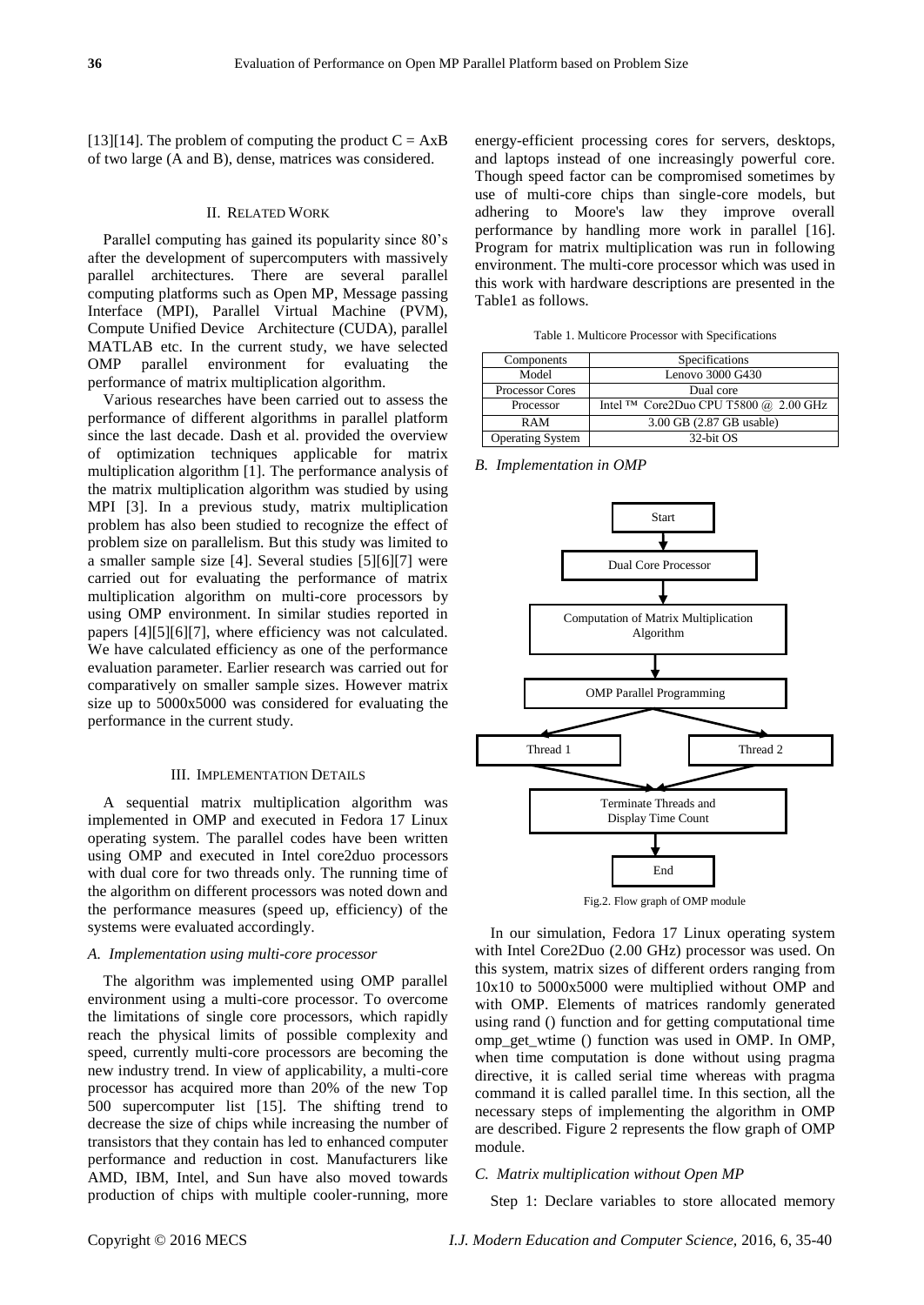[13][14]. The problem of computing the product C = AxB of two large (A and B), dense, matrices was considered.

## II. Related Work

Parallel computing has gained its popularity since 80's after the development of supercomputers with massively parallel architectures. There are several parallel computing platforms such as Open MP, Message passing Interface (MPI), Parallel Virtual Machine (PVM), Compute Unified Device Architecture (CUDA), parallel MATLAB etc. In the current study, we have selected OMP parallel environment for evaluating the performance of matrix multiplication algorithm.

Various researches have been carried out to assess the performance of different algorithms in parallel platform since the last decade. Dash et al. provided the overview of optimization techniques applicable for matrix multiplication algorithm [1]. The performance analysis of the matrix multiplication algorithm was studied by using MPI [3]. In a previous study, matrix multiplication problem has also been studied to recognize the effect of problem size on parallelism. But this study was limited to a smaller sample size [4]. Several studies [5][6][7] were carried out for evaluating the performance of matrix multiplication algorithm on multi-core processors by using OMP environment. In similar studies reported in papers [4][5][6][7], where efficiency was not calculated. We have calculated efficiency as one of the performance evaluation parameter. Earlier research was carried out for comparatively on smaller sample sizes. However matrix size up to 5000x5000 was considered for evaluating the performance in the current study.

## III. Implementation Details

A sequential matrix multiplication algorithm was implemented in OMP and executed in Fedora 17 Linux operating system. The parallel codes have been written using OMP and executed in Intel core2duo processors with dual core for two threads only. The running time of the algorithm on different processors was noted down and the performance measures (speed up, efficiency) of the systems were evaluated accordingly.

### *A. Implementation using multi-core processor*

The algorithm was implemented using OMP parallel environment using a multi-core processor. To overcome the limitations of single core processors, which rapidly reach the physical limits of possible complexity and speed, currently multi-core processors are becoming the new industry trend. In view of applicability, a multi-core processor has acquired more than 20% of the new Top 500 supercomputer list [15]. The shifting trend to decrease the size of chips while increasing the number of transistors that they contain has led to enhanced computer performance and reduction in cost. Manufacturers like AMD, IBM, Intel, and Sun have also moved towards production of chips with multiple cooler-running, more energy-efficient processing cores for servers, desktops, and laptops instead of one increasingly powerful core. Though speed factor can be compromised sometimes by use of multi-core chips than single-core models, but adhering to Moore's law they improve overall performance by handling more work in parallel [16]. Program for matrix multiplication was run in following environment. The multi-core processor which was used in this work with hardware descriptions are presented in the Table1 as follows.

Table 1. Multicore Processor with Specifications

| Components | Specifications |
|---|---|
| Model | Lenovo 3000 G430 |
| Processor Cores | Dual core |
| Processor | Intel ™ Core2Duo CPU T5800 @ 2.00 GHz |
| RAM | 3.00 GB (2.87 GB usable) |
| Operating System | 32-bit OS |

### *B. Implementation in OMP*

Start → Dual Core Processor → Computation of Matrix Multiplication Algorithm → OMP Parallel Programming → Thread 1 / Thread 2 → Terminate Threads and Display Time Count → End

Fig.2. Flow graph of OMP module

In our simulation, Fedora 17 Linux operating system with Intel Core2Duo (2.00 GHz) processor was used. On this system, matrix sizes of different orders ranging from 10x10 to 5000x5000 were multiplied without OMP and with OMP. Elements of matrices randomly generated using rand () function and for getting computational time omp_get_wtime () function was used in OMP. In OMP, when time computation is done without using pragma directive, it is called serial time whereas with pragma command it is called parallel time. In this section, all the necessary steps of implementing the algorithm in OMP are described. Figure 2 represents the flow graph of OMP module.

### *C. Matrix multiplication without Open MP*

Step 1: Declare variables to store allocated memory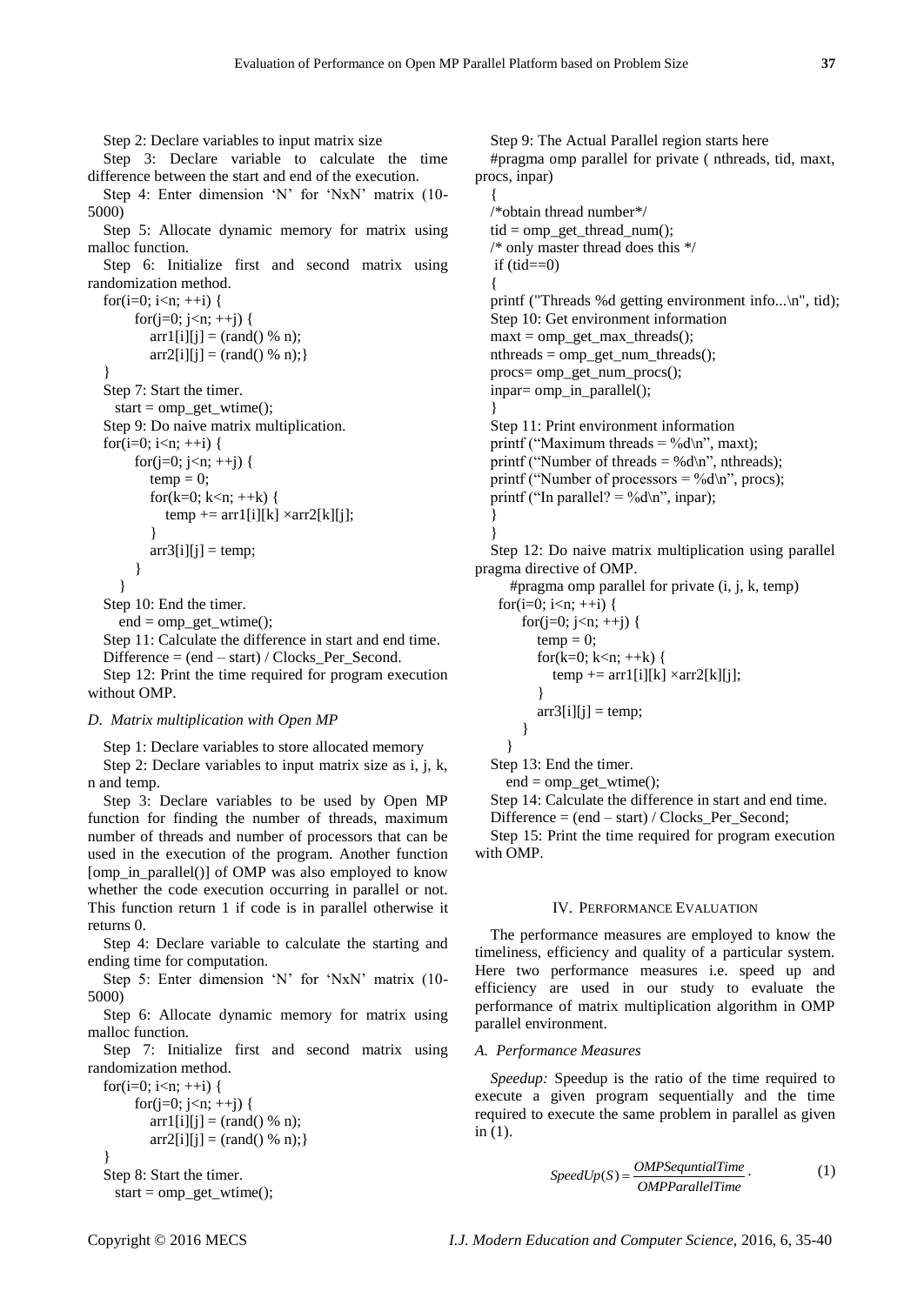Step 2: Declare variables to input matrix size

Step 3: Declare variable to calculate the time difference between the start and end of the execution.

Step 4: Enter dimension 'N' for 'NxN' matrix (10-5000)

Step 5: Allocate dynamic memory for matrix using malloc function.

Step 6: Initialize first and second matrix using randomization method.

```
for(i=0; i<n; ++i) {
    for(j=0; j<n; ++j) {
        arr1[i][j] = (rand() % n);
        arr2[i][j] = (rand() % n);}
}
```

Step 7: Start the timer.

```
start = omp_get_wtime();
```

Step 9: Do naive matrix multiplication.

```
for(i=0; i<n; ++i) {
    for(j=0; j<n; ++j) {
        temp = 0;
        for(k=0; k<n; ++k) {
            temp += arr1[i][k] ×arr2[k][j];
        }
        arr3[i][j] = temp;
    }
}
```

Step 10: End the timer.

```
end = omp_get_wtime();
```

Step 11: Calculate the difference in start and end time.

Difference = (end – start) / Clocks_Per_Second.

Step 12: Print the time required for program execution without OMP.

*D. Matrix multiplication with Open MP*

Step 1: Declare variables to store allocated memory

Step 2: Declare variables to input matrix size as i, j, k, n and temp.

Step 3: Declare variables to be used by Open MP function for finding the number of threads, maximum number of threads and number of processors that can be used in the execution of the program. Another function [omp_in_parallel()] of OMP was also employed to know whether the code execution occurring in parallel or not. This function return 1 if code is in parallel otherwise it returns 0.

Step 4: Declare variable to calculate the starting and ending time for computation.

Step 5: Enter dimension 'N' for 'NxN' matrix (10-5000)

Step 6: Allocate dynamic memory for matrix using malloc function.

Step 7: Initialize first and second matrix using randomization method.

```
for(i=0; i<n; ++i) {
    for(j=0; j<n; ++j) {
        arr1[i][j] = (rand() % n);
        arr2[i][j] = (rand() % n);}
}
```

Step 8: Start the timer.

```
start = omp_get_wtime();
```

Step 9: The Actual Parallel region starts here

```
#pragma omp parallel for private ( nthreads, tid, maxt, procs, inpar)
{
/*obtain thread number*/
tid = omp_get_thread_num();
/* only master thread does this */
 if (tid==0)
{
printf ("Threads %d getting environment info...\n", tid);
```

Step 10: Get environment information

```
maxt = omp_get_max_threads();
nthreads = omp_get_num_threads();
procs= omp_get_num_procs();
inpar= omp_in_parallel();
}
```

Step 11: Print environment information

```
printf ("Maximum threads = %d\n", maxt);
printf ("Number of threads = %d\n", nthreads);
printf ("Number of processors = %d\n", procs);
printf ("In parallel? = %d\n", inpar);
}
}
```

Step 12: Do naive matrix multiplication using parallel pragma directive of OMP.

```
#pragma omp parallel for private (i, j, k, temp)
for(i=0; i<n; ++i) {
    for(j=0; j<n; ++j) {
        temp = 0;
        for(k=0; k<n; ++k) {
            temp += arr1[i][k] ×arr2[k][j];
        }
        arr3[i][j] = temp;
    }
}
```

Step 13: End the timer.

```
end = omp_get_wtime();
```

Step 14: Calculate the difference in start and end time.

Difference = (end – start) / Clocks_Per_Second;

Step 15: Print the time required for program execution with OMP.

## IV. Performance Evaluation

The performance measures are employed to know the timeliness, efficiency and quality of a particular system. Here two performance measures i.e. speed up and efficiency are used in our study to evaluate the performance of matrix multiplication algorithm in OMP parallel environment.

### *A. Performance Measures*

*Speedup:* Speedup is the ratio of the time required to execute a given program sequentially and the time required to execute the same problem in parallel as given in (1).

$$SpeedUp(S) = \frac{OMPSequntialTime}{OMPParallelTime}. \tag{1}$$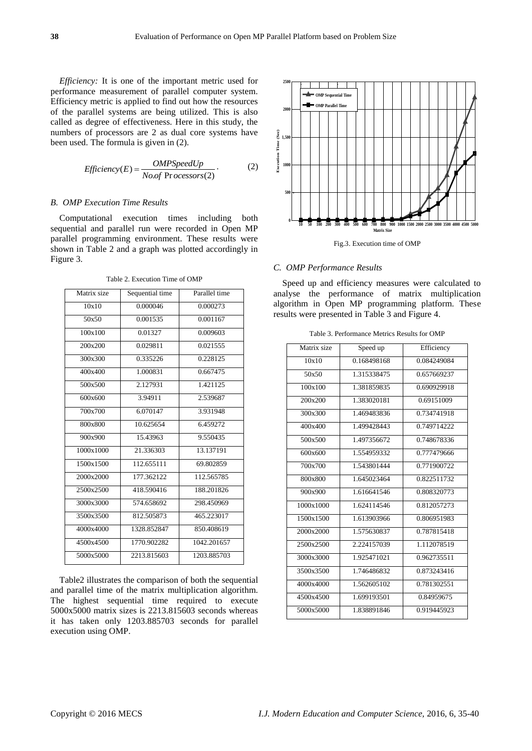*Efficiency:* It is one of the important metric used for performance measurement of parallel computer system. Efficiency metric is applied to find out how the resources of the parallel systems are being utilized. This is also called as degree of effectiveness. Here in this study, the numbers of processors are 2 as dual core systems have been used. The formula is given in (2).

$$Efficiency(E) = \frac{OMPSpeedUp}{No.of\ Processors(2)}. \quad (2)$$

### B. OMP Execution Time Results

Computational execution times including both sequential and parallel run were recorded in Open MP parallel programming environment. These results were shown in Table 2 and a graph was plotted accordingly in Figure 3.

Table 2. Execution Time of OMP

| Matrix size | Sequential time | Parallel time |
|---|---|---|
| 10x10 | 0.000046 | 0.000273 |
| 50x50 | 0.001535 | 0.001167 |
| 100x100 | 0.01327 | 0.009603 |
| 200x200 | 0.029811 | 0.021555 |
| 300x300 | 0.335226 | 0.228125 |
| 400x400 | 1.000831 | 0.667475 |
| 500x500 | 2.127931 | 1.421125 |
| 600x600 | 3.94911 | 2.539687 |
| 700x700 | 6.070147 | 3.931948 |
| 800x800 | 10.625654 | 6.459272 |
| 900x900 | 15.43963 | 9.550435 |
| 1000x1000 | 21.336303 | 13.137191 |
| 1500x1500 | 112.655111 | 69.802859 |
| 2000x2000 | 177.362122 | 112.565785 |
| 2500x2500 | 418.590416 | 188.201826 |
| 3000x3000 | 574.658692 | 298.450969 |
| 3500x3500 | 812.505873 | 465.223017 |
| 4000x4000 | 1328.852847 | 850.408619 |
| 4500x4500 | 1770.902282 | 1042.201657 |
| 5000x5000 | 2213.815603 | 1203.885703 |

Table2 illustrates the comparison of both the sequential and parallel time of the matrix multiplication algorithm. The highest sequential time required to execute 5000x5000 matrix sizes is 2213.815603 seconds whereas it has taken only 1203.885703 seconds for parallel execution using OMP.

Fig.3. Execution time of OMP

### C. OMP Performance Results

Speed up and efficiency measures were calculated to analyse the performance of matrix multiplication algorithm in Open MP programming platform. These results were presented in Table 3 and Figure 4.

Table 3. Performance Metrics Results for OMP

| Matrix size | Speed up | Efficiency |
|---|---|---|
| 10x10 | 0.168498168 | 0.084249084 |
| 50x50 | 1.315338475 | 0.657669237 |
| 100x100 | 1.381859835 | 0.690929918 |
| 200x200 | 1.383020181 | 0.69151009 |
| 300x300 | 1.469483836 | 0.734741918 |
| 400x400 | 1.499428443 | 0.749714222 |
| 500x500 | 1.497356672 | 0.748678336 |
| 600x600 | 1.554959332 | 0.777479666 |
| 700x700 | 1.543801444 | 0.771900722 |
| 800x800 | 1.645023464 | 0.822511732 |
| 900x900 | 1.616641546 | 0.808320773 |
| 1000x1000 | 1.624114546 | 0.812057273 |
| 1500x1500 | 1.613903966 | 0.806951983 |
| 2000x2000 | 1.575630837 | 0.787815418 |
| 2500x2500 | 2.224157039 | 1.112078519 |
| 3000x3000 | 1.925471021 | 0.962735511 |
| 3500x3500 | 1.746486832 | 0.873243416 |
| 4000x4000 | 1.562605102 | 0.781302551 |
| 4500x4500 | 1.699193501 | 0.84959675 |
| 5000x5000 | 1.838891846 | 0.919445923 |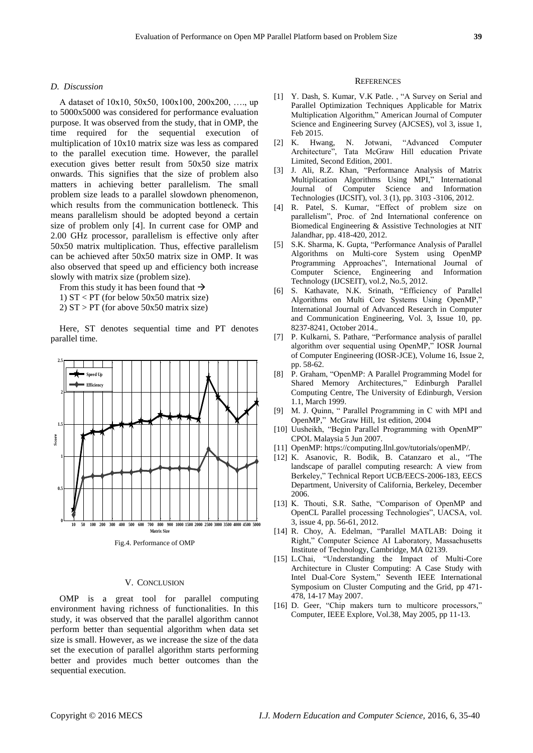### D. Discussion

A dataset of 10x10, 50x50, 100x100, 200x200, …., up to 5000x5000 was considered for performance evaluation purpose. It was observed from the study, that in OMP, the time required for the sequential execution of multiplication of 10x10 matrix size was less as compared to the parallel execution time. However, the parallel execution gives better result from 50x50 size matrix onwards. This signifies that the size of problem also matters in achieving better parallelism. The small problem size leads to a parallel slowdown phenomenon, which results from the communication bottleneck. This means parallelism should be adopted beyond a certain size of problem only [4]. In current case for OMP and 2.00 GHz processor, parallelism is effective only after 50x50 matrix multiplication. Thus, effective parallelism can be achieved after 50x50 matrix size in OMP. It was also observed that speed up and efficiency both increase slowly with matrix size (problem size).

From this study it has been found that →

1) ST < PT (for below 50x50 matrix size)

2) ST > PT (for above 50x50 matrix size)

Here, ST denotes sequential time and PT denotes parallel time.

Fig.4. Performance of OMP

## V. Conclusion

OMP is a great tool for parallel computing environment having richness of functionalities. In this study, it was observed that the parallel algorithm cannot perform better than sequential algorithm when data set size is small. However, as we increase the size of the data set the execution of parallel algorithm starts performing better and provides much better outcomes than the sequential execution.

## References

[1] Y. Dash, S. Kumar, V.K Patle. , "A Survey on Serial and Parallel Optimization Techniques Applicable for Matrix Multiplication Algorithm," American Journal of Computer Science and Engineering Survey (AJCSES), vol 3, issue 1, Feb 2015.

[2] K. Hwang, N. Jotwani, "Advanced Computer Architecture", Tata McGraw Hill education Private Limited, Second Edition, 2001.

[3] J. Ali, R.Z. Khan, "Performance Analysis of Matrix Multiplication Algorithms Using MPI," International Journal of Computer Science and Information Technologies (IJCSIT), vol. 3 (1), pp. 3103 -3106, 2012.

[4] R. Patel, S. Kumar, "Effect of problem size on parallelism", Proc. of 2nd International conference on Biomedical Engineering & Assistive Technologies at NIT Jalandhar, pp. 418-420, 2012.

[5] S.K. Sharma, K. Gupta, "Performance Analysis of Parallel Algorithms on Multi-core System using OpenMP Programming Approaches", International Journal of Computer Science, Engineering and Information Technology (IJCSEIT), vol.2, No.5, 2012.

[6] S. Kathavate, N.K. Srinath, "Efficiency of Parallel Algorithms on Multi Core Systems Using OpenMP," International Journal of Advanced Research in Computer and Communication Engineering, Vol. 3, Issue 10, pp. 8237-8241, October 2014..

[7] P. Kulkarni, S. Pathare, "Performance analysis of parallel algorithm over sequential using OpenMP," IOSR Journal of Computer Engineering (IOSR-JCE), Volume 16, Issue 2, pp. 58-62.

[8] P. Graham, "OpenMP: A Parallel Programming Model for Shared Memory Architectures," Edinburgh Parallel Computing Centre, The University of Edinburgh, Version 1.1, March 1999.

[9] M. J. Quinn, " Parallel Programming in C with MPI and OpenMP," McGraw Hill, 1st edition, 2004

[10] Uusheikh, "Begin Parallel Programming with OpenMP" CPOL Malaysia 5 Jun 2007.

[11] OpenMP: https://computing.llnl.gov/tutorials/openMP/.

[12] K. Asanovic, R. Bodik, B. Catanzaro et al., "The landscape of parallel computing research: A view from Berkeley," Technical Report UCB/EECS-2006-183, EECS Department, University of California, Berkeley, December 2006.

[13] K. Thouti, S.R. Sathe, "Comparison of OpenMP and OpenCL Parallel processing Technologies", UACSA, vol. 3, issue 4, pp. 56-61, 2012.

[14] R. Choy, A. Edelman, "Parallel MATLAB: Doing it Right," Computer Science AI Laboratory, Massachusetts Institute of Technology, Cambridge, MA 02139.

[15] L.Chai, "Understanding the Impact of Multi-Core Architecture in Cluster Computing: A Case Study with Intel Dual-Core System," Seventh IEEE International Symposium on Cluster Computing and the Grid, pp 471-478, 14-17 May 2007.

[16] D. Geer, "Chip makers turn to multicore processors," Computer, IEEE Explore, Vol.38, May 2005, pp 11-13.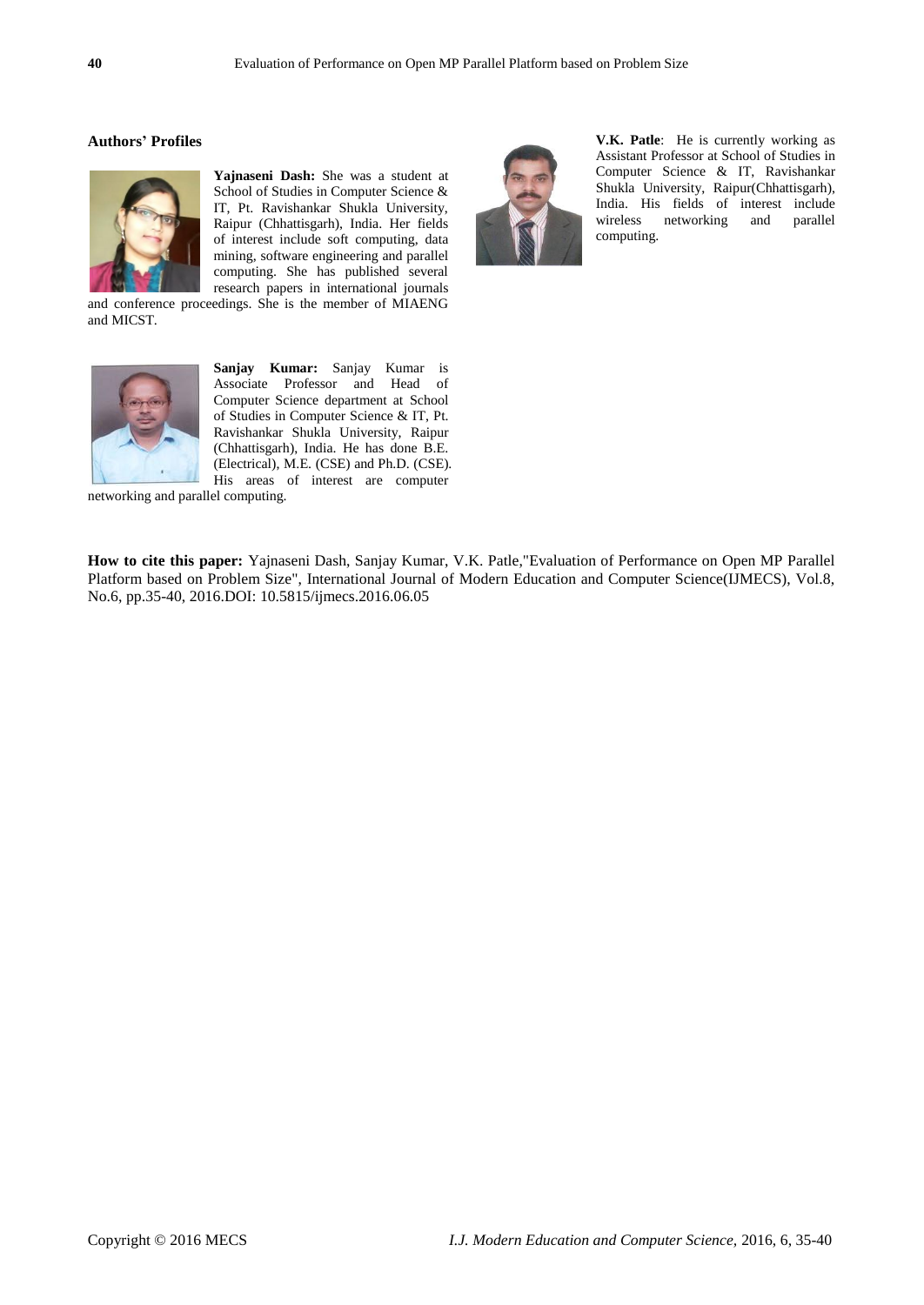## Authors' Profiles

**Yajnaseni Dash:** She was a student at School of Studies in Computer Science & IT, Pt. Ravishankar Shukla University, Raipur (Chhattisgarh), India. Her fields of interest include soft computing, data mining, software engineering and parallel computing. She has published several research papers in international journals and conference proceedings. She is the member of MIAENG and MICST.

**Sanjay Kumar:** Sanjay Kumar is Associate Professor and Head of Computer Science department at School of Studies in Computer Science & IT, Pt. Ravishankar Shukla University, Raipur (Chhattisgarh), India. He has done B.E. (Electrical), M.E. (CSE) and Ph.D. (CSE). His areas of interest are computer networking and parallel computing.

**V.K. Patle**: He is currently working as Assistant Professor at School of Studies in Computer Science & IT, Ravishankar Shukla University, Raipur(Chhattisgarh), India. His fields of interest include wireless networking and parallel computing.

**How to cite this paper:** Yajnaseni Dash, Sanjay Kumar, V.K. Patle,"Evaluation of Performance on Open MP Parallel Platform based on Problem Size", International Journal of Modern Education and Computer Science(IJMECS), Vol.8, No.6, pp.35-40, 2016.DOI: 10.5815/ijmecs.2016.06.05